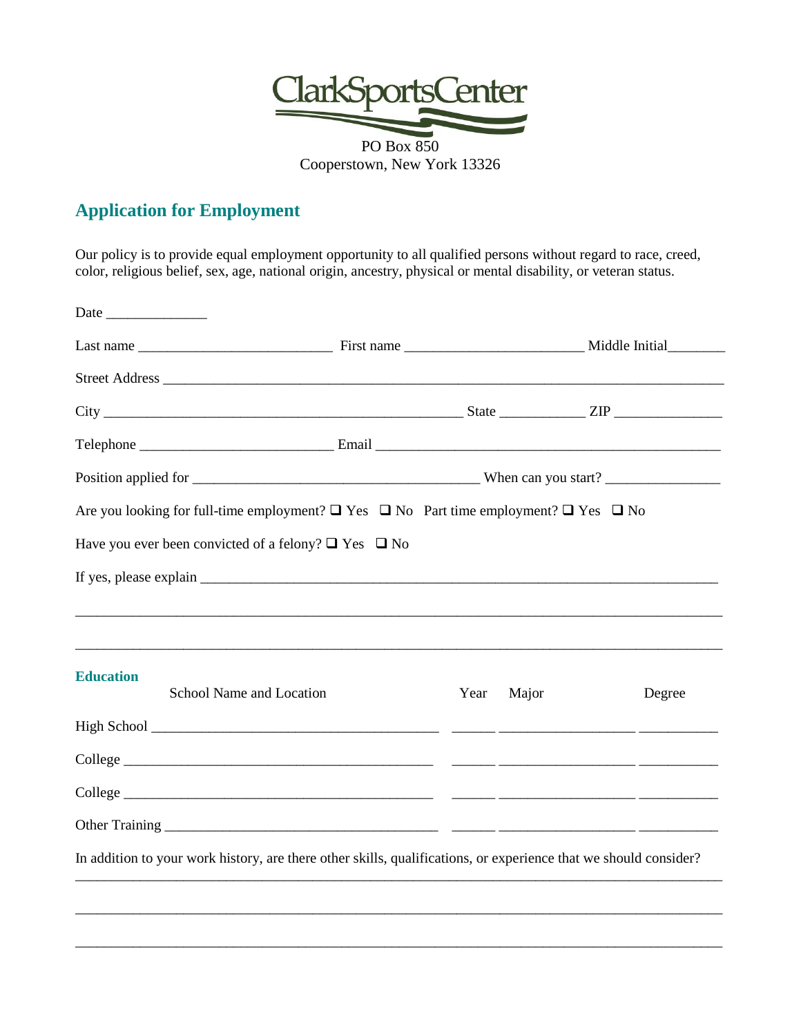ClarkSportsCenter

PO Box 850
Cooperstown, New York 13326

## Application for Employment

Our policy is to provide equal employment opportunity to all qualified persons without regard to race, creed, color, religious belief, sex, age, national origin, ancestry, physical or mental disability, or veteran status.

Date ______________

Last name ___________________________ First name _________________________ Middle Initial________

Street Address ______________________________________________________________________________

City __________________________________________________ State ___________ ZIP ______________

Telephone ___________________________ Email ________________________________________________

Position applied for ________________________________________ When can you start? _______________

Are you looking for full-time employment? ❑ Yes ❑ No Part time employment? ❑ Yes ❑ No

Have you ever been convicted of a felony? ❑ Yes ❑ No

If yes, please explain ________________________________________________________________________

_____________________________________________________________________________________

_____________________________________________________________________________________

### Education

| | School Name and Location | Year | Major | Degree |
|---|---|---|---|---|
| High School | ________________________________________ | ______ | __________________ | ___________ |
| College | ___________________________________________ | ______ | __________________ | ___________ |
| College | ___________________________________________ | ______ | __________________ | ___________ |
| Other Training | ______________________________________ | ______ | __________________ | ___________ |

In addition to your work history, are there other skills, qualifications, or experience that we should consider?

_____________________________________________________________________________________

_____________________________________________________________________________________

_____________________________________________________________________________________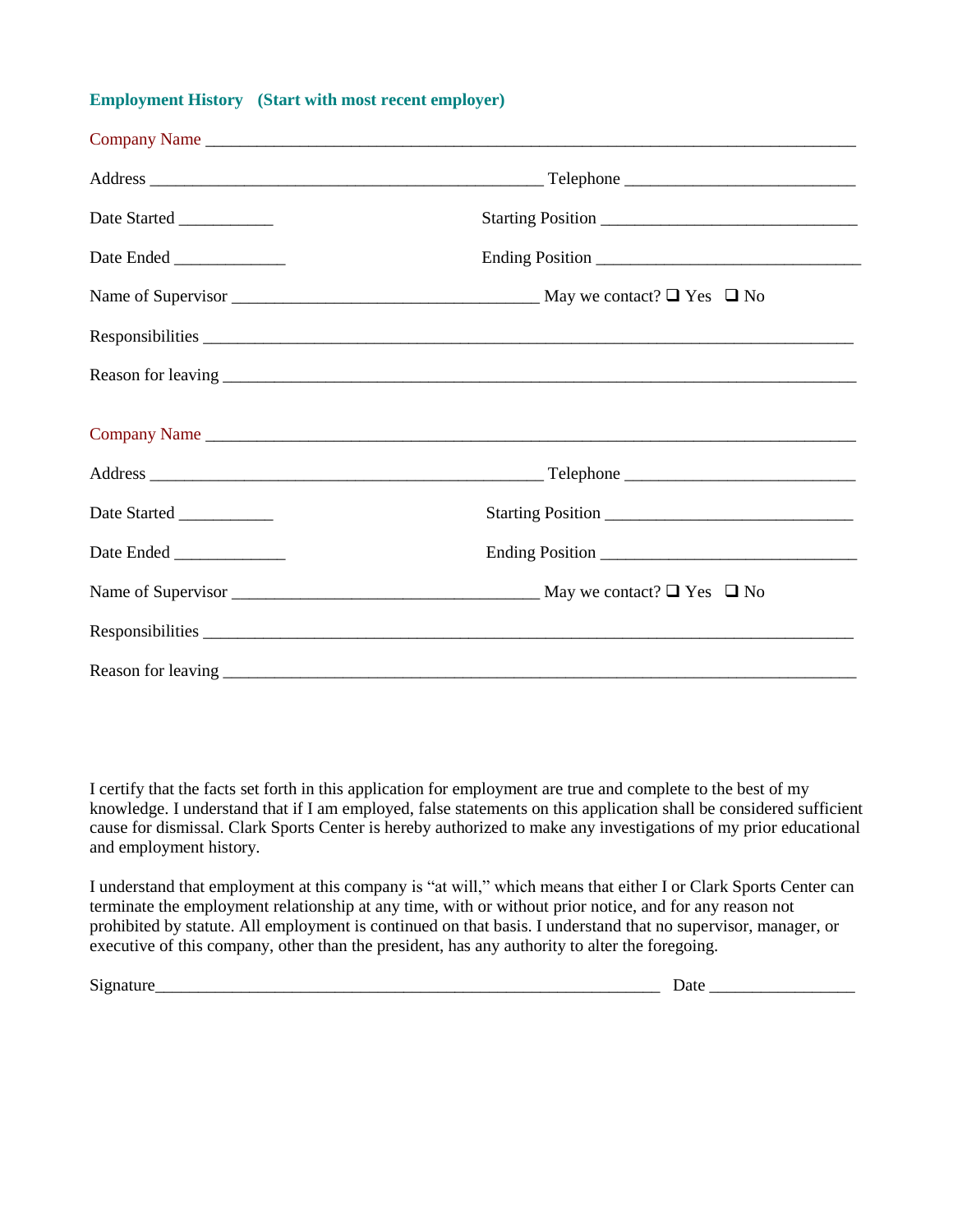## Employment History (Start with most recent employer)

Company Name ______________________________________________________________________________

Address ______________________________________________ Telephone ___________________________

Date Started ___________ Starting Position _____________________________

Date Ended _____________ Ending Position ______________________________

Name of Supervisor ____________________________________ May we contact? ❑ Yes ❑ No

Responsibilities ______________________________________________________________________________

Reason for leaving ____________________________________________________________________________

Company Name ______________________________________________________________________________

Address ______________________________________________ Telephone ___________________________

Date Started ___________ Starting Position _____________________________

Date Ended _____________ Ending Position ______________________________

Name of Supervisor ____________________________________ May we contact? ❑ Yes ❑ No

Responsibilities ______________________________________________________________________________

Reason for leaving ____________________________________________________________________________

I certify that the facts set forth in this application for employment are true and complete to the best of my knowledge. I understand that if I am employed, false statements on this application shall be considered sufficient cause for dismissal. Clark Sports Center is hereby authorized to make any investigations of my prior educational and employment history.

I understand that employment at this company is "at will," which means that either I or Clark Sports Center can terminate the employment relationship at any time, with or without prior notice, and for any reason not prohibited by statute. All employment is continued on that basis. I understand that no supervisor, manager, or executive of this company, other than the president, has any authority to alter the foregoing.

Signature______________________________________________________________ Date _________________